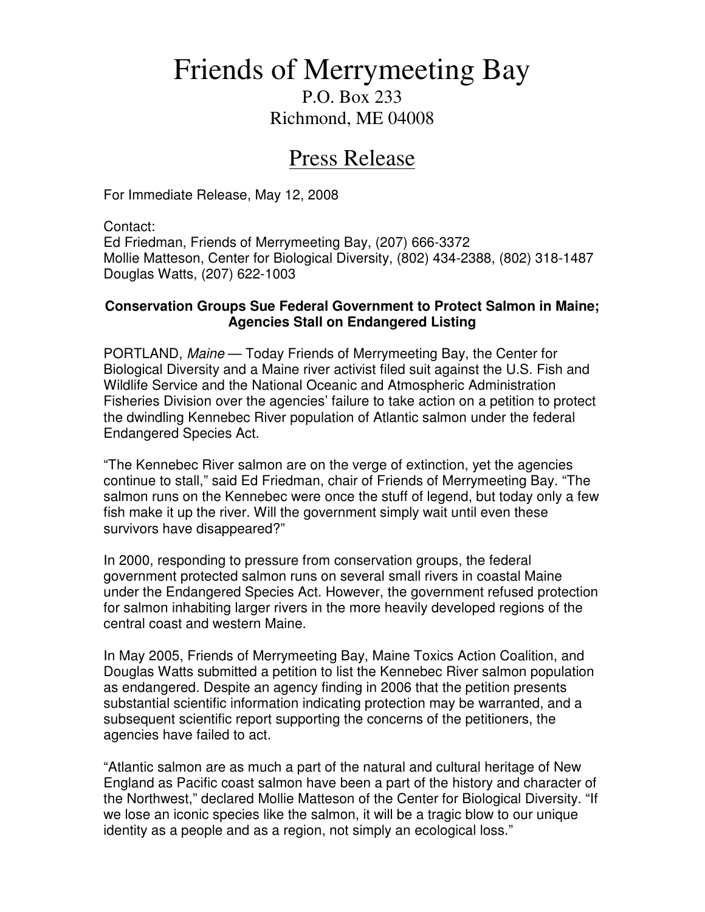# Friends of Merrymeeting Bay

P.O. Box 233
Richmond, ME 04008

## Press Release

For Immediate Release, May 12, 2008

Contact:
Ed Friedman, Friends of Merrymeeting Bay, (207) 666-3372
Mollie Matteson, Center for Biological Diversity, (802) 434-2388, (802) 318-1487
Douglas Watts, (207) 622-1003

**Conservation Groups Sue Federal Government to Protect Salmon in Maine; Agencies Stall on Endangered Listing**

PORTLAND, *Maine* — Today Friends of Merrymeeting Bay, the Center for Biological Diversity and a Maine river activist filed suit against the U.S. Fish and Wildlife Service and the National Oceanic and Atmospheric Administration Fisheries Division over the agencies' failure to take action on a petition to protect the dwindling Kennebec River population of Atlantic salmon under the federal Endangered Species Act.

"The Kennebec River salmon are on the verge of extinction, yet the agencies continue to stall," said Ed Friedman, chair of Friends of Merrymeeting Bay. "The salmon runs on the Kennebec were once the stuff of legend, but today only a few fish make it up the river. Will the government simply wait until even these survivors have disappeared?"

In 2000, responding to pressure from conservation groups, the federal government protected salmon runs on several small rivers in coastal Maine under the Endangered Species Act. However, the government refused protection for salmon inhabiting larger rivers in the more heavily developed regions of the central coast and western Maine.

In May 2005, Friends of Merrymeeting Bay, Maine Toxics Action Coalition, and Douglas Watts submitted a petition to list the Kennebec River salmon population as endangered. Despite an agency finding in 2006 that the petition presents substantial scientific information indicating protection may be warranted, and a subsequent scientific report supporting the concerns of the petitioners, the agencies have failed to act.

"Atlantic salmon are as much a part of the natural and cultural heritage of New England as Pacific coast salmon have been a part of the history and character of the Northwest," declared Mollie Matteson of the Center for Biological Diversity. "If we lose an iconic species like the salmon, it will be a tragic blow to our unique identity as a people and as a region, not simply an ecological loss."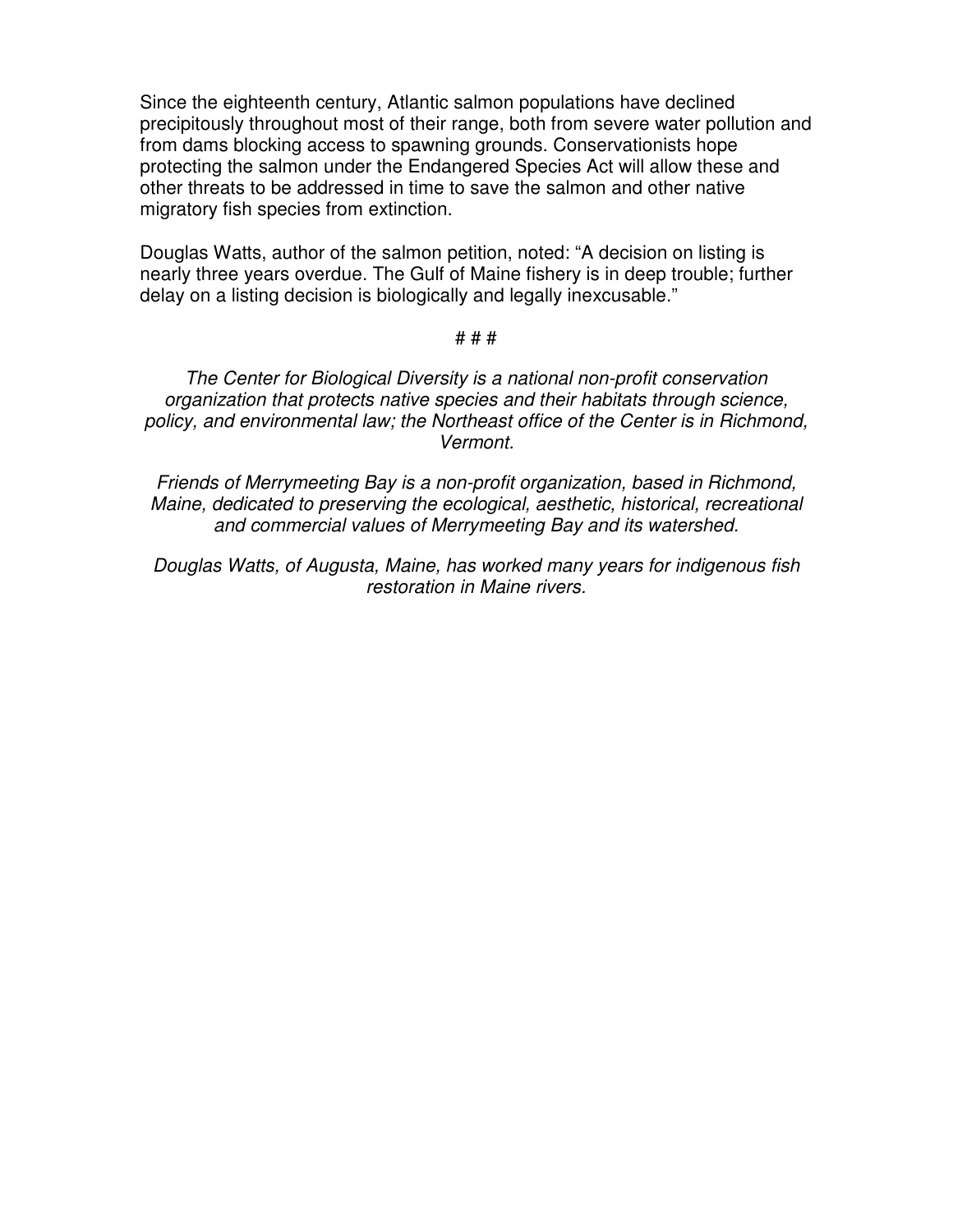Since the eighteenth century, Atlantic salmon populations have declined precipitously throughout most of their range, both from severe water pollution and from dams blocking access to spawning grounds. Conservationists hope protecting the salmon under the Endangered Species Act will allow these and other threats to be addressed in time to save the salmon and other native migratory fish species from extinction.

Douglas Watts, author of the salmon petition, noted: "A decision on listing is nearly three years overdue. The Gulf of Maine fishery is in deep trouble; further delay on a listing decision is biologically and legally inexcusable."

# # #

*The Center for Biological Diversity is a national non-profit conservation organization that protects native species and their habitats through science, policy, and environmental law; the Northeast office of the Center is in Richmond, Vermont.*

*Friends of Merrymeeting Bay is a non-profit organization, based in Richmond, Maine, dedicated to preserving the ecological, aesthetic, historical, recreational and commercial values of Merrymeeting Bay and its watershed.*

*Douglas Watts, of Augusta, Maine, has worked many years for indigenous fish restoration in Maine rivers.*